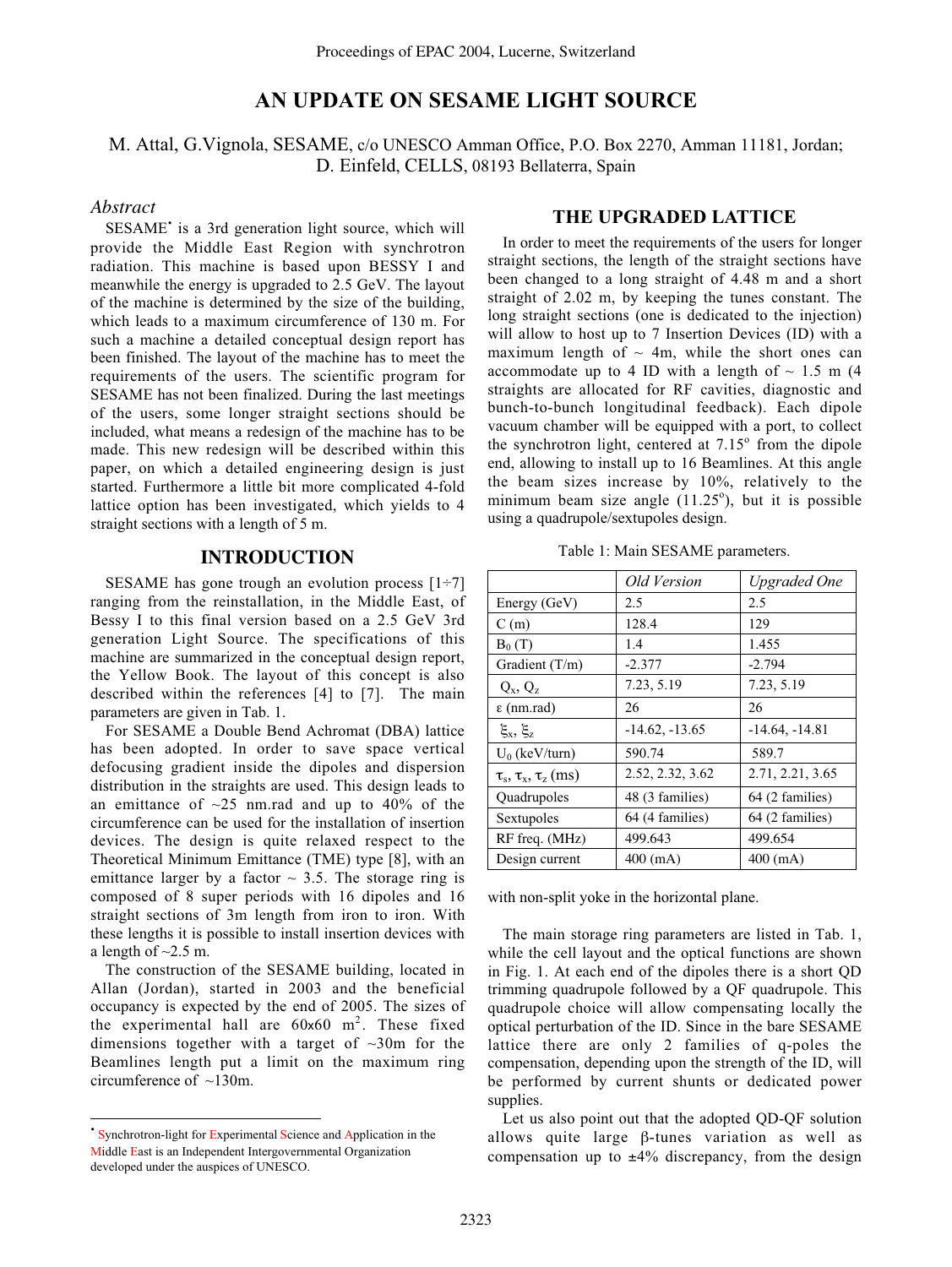# AN UPDATE ON SESAME LIGHT SOURCE

M. Attal, G.Vignola, SESAME, c/o UNESCO Amman Office, P.O. Box 2270, Amman 11181, Jordan;
D. Einfeld, CELLS, 08193 Bellaterra, Spain

## *Abstract*

SESAME• is a 3rd generation light source, which will provide the Middle East Region with synchrotron radiation. This machine is based upon BESSY I and meanwhile the energy is upgraded to 2.5 GeV. The layout of the machine is determined by the size of the building, which leads to a maximum circumference of 130 m. For such a machine a detailed conceptual design report has been finished. The layout of the machine has to meet the requirements of the users. The scientific program for SESAME has not been finalized. During the last meetings of the users, some longer straight sections should be included, what means a redesign of the machine has to be made. This new redesign will be described within this paper, on which a detailed engineering design is just started. Furthermore a little bit more complicated 4-fold lattice option has been investigated, which yields to 4 straight sections with a length of 5 m.

## INTRODUCTION

SESAME has gone trough an evolution process [1÷7] ranging from the reinstallation, in the Middle East, of Bessy I to this final version based on a 2.5 GeV 3rd generation Light Source. The specifications of this machine are summarized in the conceptual design report, the Yellow Book. The layout of this concept is also described within the references [4] to [7]. The main parameters are given in Tab. 1.

For SESAME a Double Bend Achromat (DBA) lattice has been adopted. In order to save space vertical defocusing gradient inside the dipoles and dispersion distribution in the straights are used. This design leads to an emittance of ~25 nm.rad and up to 40% of the circumference can be used for the installation of insertion devices. The design is quite relaxed respect to the Theoretical Minimum Emittance (TME) type [8], with an emittance larger by a factor ~ 3.5. The storage ring is composed of 8 super periods with 16 dipoles and 16 straight sections of 3m length from iron to iron. With these lengths it is possible to install insertion devices with a length of ~2.5 m.

The construction of the SESAME building, located in Allan (Jordan), started in 2003 and the beneficial occupancy is expected by the end of 2005. The sizes of the experimental hall are 60x60 $m^2$. These fixed dimensions together with a target of ~30m for the Beamlines length put a limit on the maximum ring circumference of ~130m.

• Synchrotron-light for Experimental Science and Application in the Middle East is an Independent Intergovernmental Organization developed under the auspices of UNESCO.

## THE UPGRADED LATTICE

In order to meet the requirements of the users for longer straight sections, the length of the straight sections have been changed to a long straight of 4.48 m and a short straight of 2.02 m, by keeping the tunes constant. The long straight sections (one is dedicated to the injection) will allow to host up to 7 Insertion Devices (ID) with a maximum length of ~ 4m, while the short ones can accommodate up to 4 ID with a length of ~ 1.5 m (4 straights are allocated for RF cavities, diagnostic and bunch-to-bunch longitudinal feedback). Each dipole vacuum chamber will be equipped with a port, to collect the synchrotron light, centered at 7.15° from the dipole end, allowing to install up to 16 Beamlines. At this angle the beam sizes increase by 10%, relatively to the minimum beam size angle (11.25°), but it is possible using a quadrupole/sextupoles design.

Table 1: Main SESAME parameters.

| | *Old Version* | *Upgraded One* |
|---|---|---|
| Energy (GeV) | 2.5 | 2.5 |
| C (m) | 128.4 | 129 |
| $B_0$ (T) | 1.4 | 1.455 |
| Gradient (T/m) | -2.377 | -2.794 |
| $Q_x$, $Q_z$ | 7.23, 5.19 | 7.23, 5.19 |
| ε (nm.rad) | 26 | 26 |
| $\xi_x$, $\xi_z$ | -14.62, -13.65 | -14.64, -14.81 |
| $U_0$ (keV/turn) | 590.74 | 589.7 |
| $\tau_s$, $\tau_x$, $\tau_z$ (ms) | 2.52, 2.32, 3.62 | 2.71, 2.21, 3.65 |
| Quadrupoles | 48 (3 families) | 64 (2 families) |
| Sextupoles | 64 (4 families) | 64 (2 families) |
| RF freq. (MHz) | 499.643 | 499.654 |
| Design current | 400 (mA) | 400 (mA) |

with non-split yoke in the horizontal plane.

The main storage ring parameters are listed in Tab. 1, while the cell layout and the optical functions are shown in Fig. 1. At each end of the dipoles there is a short QD trimming quadrupole followed by a QF quadrupole. This quadrupole choice will allow compensating locally the optical perturbation of the ID. Since in the bare SESAME lattice there are only 2 families of q-poles the compensation, depending upon the strength of the ID, will be performed by current shunts or dedicated power supplies.

Let us also point out that the adopted QD-QF solution allows quite large β-tunes variation as well as compensation up to ±4% discrepancy, from the design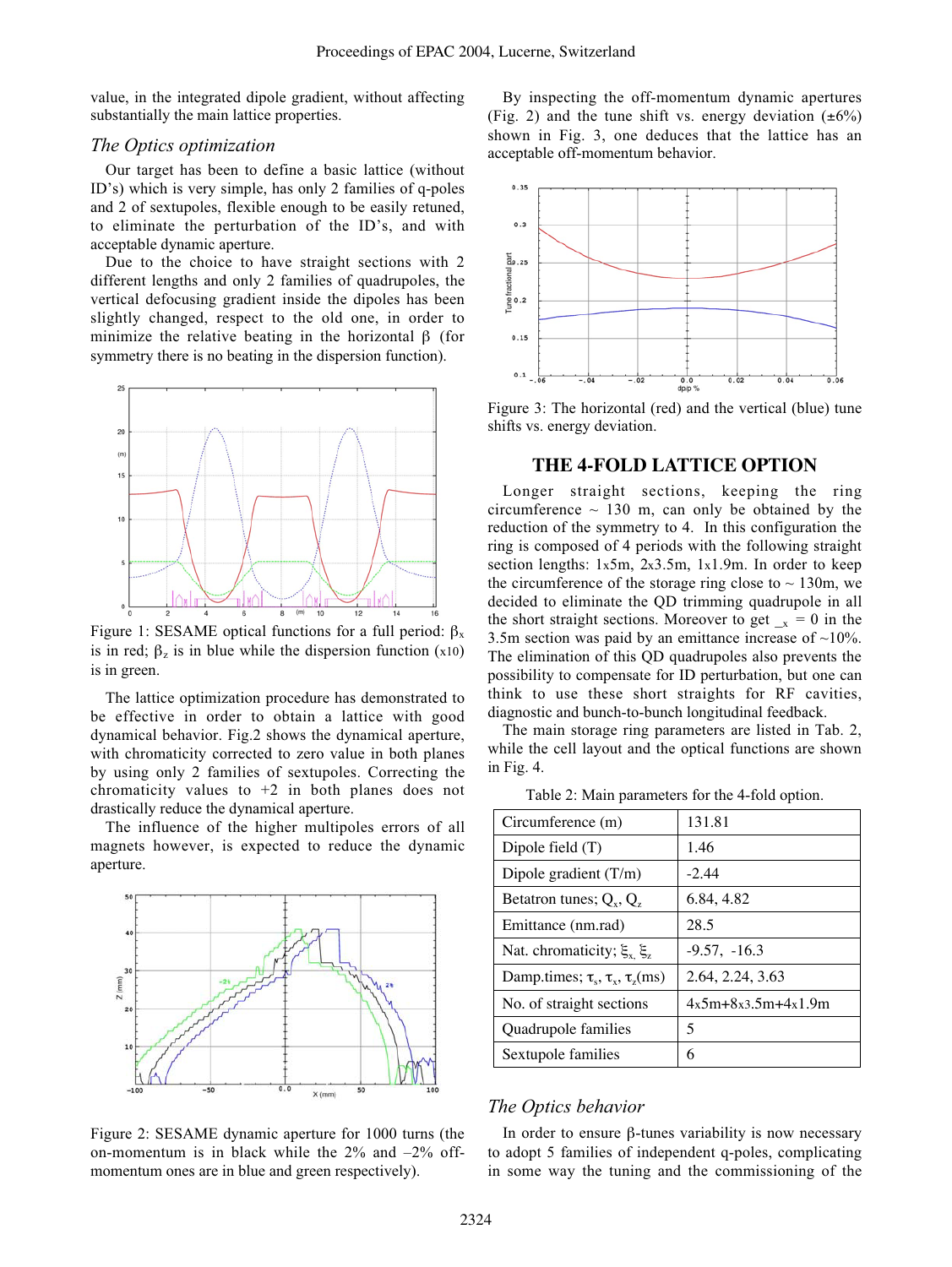value, in the integrated dipole gradient, without affecting substantially the main lattice properties.

### The Optics optimization

Our target has been to define a basic lattice (without ID's) which is very simple, has only 2 families of q-poles and 2 of sextupoles, flexible enough to be easily retuned, to eliminate the perturbation of the ID's, and with acceptable dynamic aperture.

Due to the choice to have straight sections with 2 different lengths and only 2 families of quadrupoles, the vertical defocusing gradient inside the dipoles has been slightly changed, respect to the old one, in order to minimize the relative beating in the horizontal β (for symmetry there is no beating in the dispersion function).

Figure 1: SESAME optical functions for a full period: $\beta_x$ is in red; $\beta_z$ is in blue while the dispersion function (x10) is in green.

The lattice optimization procedure has demonstrated to be effective in order to obtain a lattice with good dynamical behavior. Fig.2 shows the dynamical aperture, with chromaticity corrected to zero value in both planes by using only 2 families of sextupoles. Correcting the chromaticity values to +2 in both planes does not drastically reduce the dynamical aperture.

The influence of the higher multipoles errors of all magnets however, is expected to reduce the dynamic aperture.

Figure 2: SESAME dynamic aperture for 1000 turns (the on-momentum is in black while the 2% and –2% off-momentum ones are in blue and green respectively).

By inspecting the off-momentum dynamic apertures (Fig. 2) and the tune shift vs. energy deviation (±6%) shown in Fig. 3, one deduces that the lattice has an acceptable off-momentum behavior.

Figure 3: The horizontal (red) and the vertical (blue) tune shifts vs. energy deviation.

## THE 4-FOLD LATTICE OPTION

Longer straight sections, keeping the ring circumference ~ 130 m, can only be obtained by the reduction of the symmetry to 4. In this configuration the ring is composed of 4 periods with the following straight section lengths: 1x5m, 2x3.5m, 1x1.9m. In order to keep the circumference of the storage ring close to ~ 130m, we decided to eliminate the QD trimming quadrupole in all the short straight sections. Moreover to get $\_{x}$ = 0 in the 3.5m section was paid by an emittance increase of ~10%. The elimination of this QD quadrupoles also prevents the possibility to compensate for ID perturbation, but one can think to use these short straights for RF cavities, diagnostic and bunch-to-bunch longitudinal feedback.

The main storage ring parameters are listed in Tab. 2, while the cell layout and the optical functions are shown in Fig. 4.

Table 2: Main parameters for the 4-fold option.

| Circumference (m) | 131.81 |
|---|---|
| Dipole field (T) | 1.46 |
| Dipole gradient (T/m) | -2.44 |
| Betatron tunes; $Q_x$, $Q_z$ | 6.84, 4.82 |
| Emittance (nm.rad) | 28.5 |
| Nat. chromaticity; $\xi_x$, $\xi_z$ | -9.57, -16.3 |
| Damp.times; $\tau_s$, $\tau_x$, $\tau_z$(ms) | 2.64, 2.24, 3.63 |
| No. of straight sections | 4x5m+8x3.5m+4x1.9m |
| Quadrupole families | 5 |
| Sextupole families | 6 |

### The Optics behavior

In order to ensure β-tunes variability is now necessary to adopt 5 families of independent q-poles, complicating in some way the tuning and the commissioning of the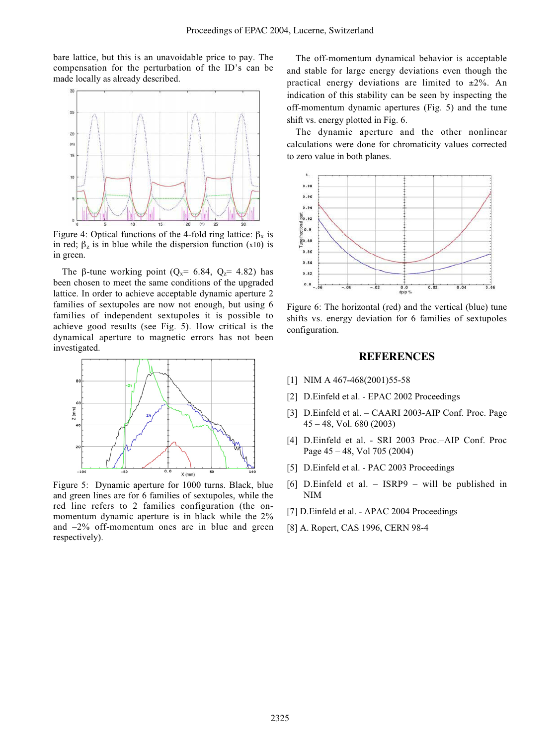bare lattice, but this is an unavoidable price to pay. The compensation for the perturbation of the ID's can be made locally as already described.

Figure 4: Optical functions of the 4-fold ring lattice: $\beta_x$ is in red; $\beta_z$ is in blue while the dispersion function (x10) is in green.

The β-tune working point ($Q_x$= 6.84, $Q_z$= 4.82) has been chosen to meet the same conditions of the upgraded lattice. In order to achieve acceptable dynamic aperture 2 families of sextupoles are now not enough, but using 6 families of independent sextupoles it is possible to achieve good results (see Fig. 5). How critical is the dynamical aperture to magnetic errors has not been investigated.

Figure 5: Dynamic aperture for 1000 turns. Black, blue and green lines are for 6 families of sextupoles, while the red line refers to 2 families configuration (the on-momentum dynamic aperture is in black while the 2% and –2% off-momentum ones are in blue and green respectively).

The off-momentum dynamical behavior is acceptable and stable for large energy deviations even though the practical energy deviations are limited to ±2%. An indication of this stability can be seen by inspecting the off-momentum dynamic apertures (Fig. 5) and the tune shift vs. energy plotted in Fig. 6.

The dynamic aperture and the other nonlinear calculations were done for chromaticity values corrected to zero value in both planes.

Figure 6: The horizontal (red) and the vertical (blue) tune shifts vs. energy deviation for 6 families of sextupoles configuration.

## REFERENCES

[1] NIM A 467-468(2001)55-58

[2] D.Einfeld et al. - EPAC 2002 Proceedings

[3] D.Einfeld et al. – CAARI 2003-AIP Conf. Proc. Page 45 – 48, Vol. 680 (2003)

[4] D.Einfeld et al. - SRI 2003 Proc.–AIP Conf. Proc Page 45 – 48, Vol 705 (2004)

[5] D.Einfeld et al. - PAC 2003 Proceedings

[6] D.Einfeld et al. – ISRP9 – will be published in NIM

[7] D.Einfeld et al. - APAC 2004 Proceedings

[8] A. Ropert, CAS 1996, CERN 98-4